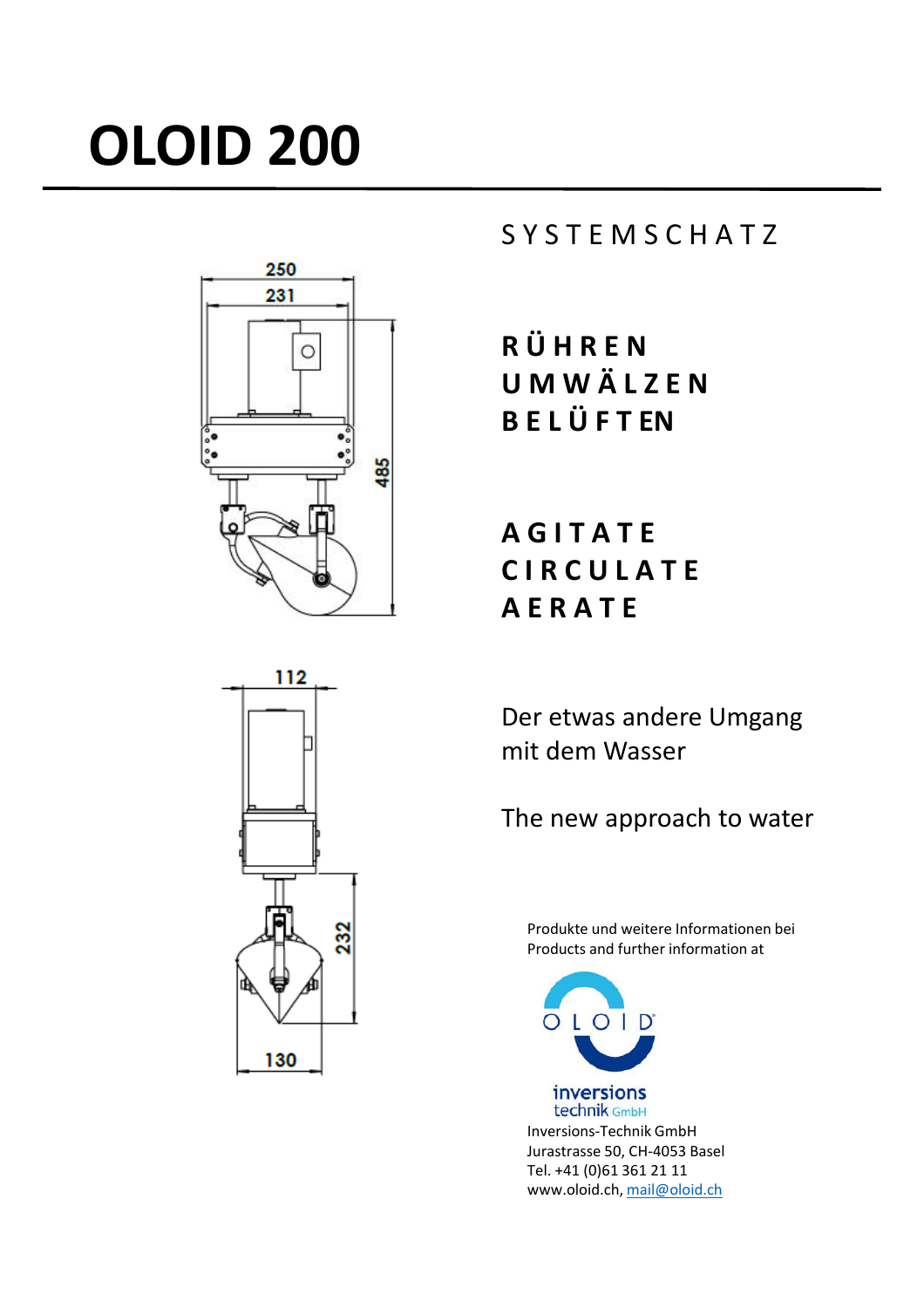# OLOID 200

SYSTEMSCHATZ

**RÜHREN**
**UMWÄLZEN**
**BELÜFTEN**

**AGITATE**
**CIRCULATE**
**AERATE**

Der etwas andere Umgang mit dem Wasser

The new approach to water

Produkte und weitere Informationen bei
Products and further information at

OLOID

inversions technik GmbH

Inversions-Technik GmbH
Jurastrasse 50, CH-4053 Basel
Tel. +41 (0)61 361 21 11
www.oloid.ch, mail@oloid.ch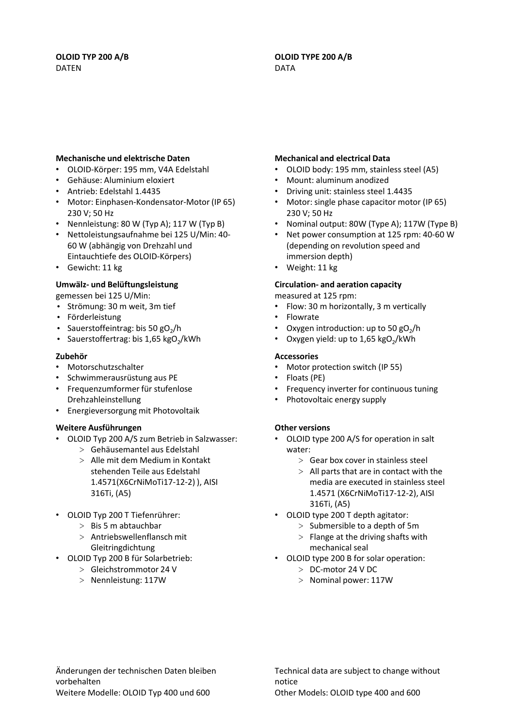**OLOID TYP 200 A/B**
DATEN

**Mechanische und elektrische Daten**

- OLOID-Körper: 195 mm, V4A Edelstahl
- Gehäuse: Aluminium eloxiert
- Antrieb: Edelstahl 1.4435
- Motor: Einphasen-Kondensator-Motor (IP 65) 230 V; 50 Hz
- Nennleistung: 80 W (Typ A); 117 W (Typ B)
- Nettoleistungsaufnahme bei 125 U/Min: 40-60 W (abhängig von Drehzahl und Eintauchtiefe des OLOID-Körpers)
- Gewicht: 11 kg

**Umwälz- und Belüftungsleistung**

gemessen bei 125 U/Min:

- Strömung: 30 m weit, 3m tief
- Förderleistung
- Sauerstoffeintrag: bis 50 $gO_2$/h
- Sauerstoffertrag: bis 1,65 $kgO_2$/kWh

**Zubehör**

- Motorschutzschalter
- Schwimmerausrüstung aus PE
- Frequenzumformer für stufenlose Drehzahleinstellung
- Energieversorgung mit Photovoltaik

**Weitere Ausführungen**

- OLOID Typ 200 A/S zum Betrieb in Salzwasser:
  - Gehäusemantel aus Edelstahl
  - Alle mit dem Medium in Kontakt stehenden Teile aus Edelstahl 1.4571(X6CrNiMoTi17-12-2) ), AISI 316Ti, (A5)
- OLOID Typ 200 T Tiefenrührer:
  - Bis 5 m abtauchbar
  - Antriebswellenflansch mit Gleitringdichtung
- OLOID Typ 200 B für Solarbetrieb:
  - Gleichstrommotor 24 V
  - Nennleistung: 117W

Änderungen der technischen Daten bleiben vorbehalten
Weitere Modelle: OLOID Typ 400 und 600

**OLOID TYPE 200 A/B**
DATA

**Mechanical and electrical Data**

- OLOID body: 195 mm, stainless steel (A5)
- Mount: aluminum anodized
- Driving unit: stainless steel 1.4435
- Motor: single phase capacitor motor (IP 65) 230 V; 50 Hz
- Nominal output: 80W (Type A); 117W (Type B)
- Net power consumption at 125 rpm: 40-60 W (depending on revolution speed and immersion depth)
- Weight: 11 kg

**Circulation- and aeration capacity**

measured at 125 rpm:

- Flow: 30 m horizontally, 3 m vertically
- Flowrate
- Oxygen introduction: up to 50 $gO_2$/h
- Oxygen yield: up to 1,65 $kgO_2$/kWh

**Accessories**

- Motor protection switch (IP 55)
- Floats (PE)
- Frequency inverter for continuous tuning
- Photovoltaic energy supply

**Other versions**

- OLOID type 200 A/S for operation in salt water:
  - Gear box cover in stainless steel
  - All parts that are in contact with the media are executed in stainless steel 1.4571 (X6CrNiMoTi17-12-2), AISI 316Ti, (A5)
- OLOID type 200 T depth agitator:
  - Submersible to a depth of 5m
  - Flange at the driving shafts with mechanical seal
- OLOID type 200 B for solar operation:
  - DC-motor 24 V DC
  - Nominal power: 117W

Technical data are subject to change without notice
Other Models: OLOID type 400 and 600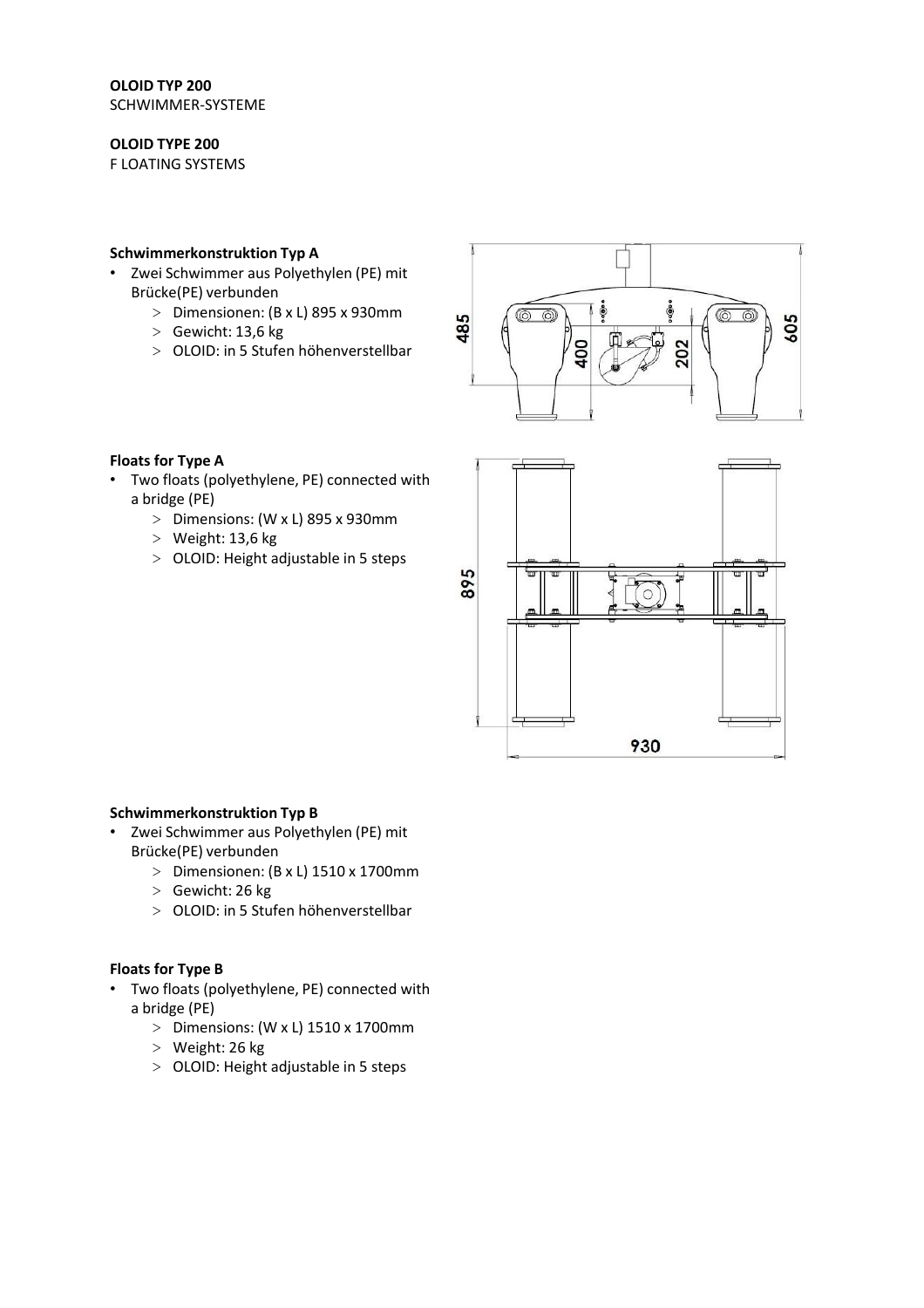**OLOID TYP 200**
SCHWIMMER-SYSTEME

**OLOID TYPE 200**
F LOATING SYSTEMS

**Schwimmerkonstruktion Typ A**

- Zwei Schwimmer aus Polyethylen (PE) mit Brücke(PE) verbunden
  - > Dimensionen: (B x L) 895 x 930mm
  - > Gewicht: 13,6 kg
  - > OLOID: in 5 Stufen höhenverstellbar

485
400
202
605

**Floats for Type A**

- Two floats (polyethylene, PE) connected with a bridge (PE)
  - > Dimensions: (W x L) 895 x 930mm
  - > Weight: 13,6 kg
  - > OLOID: Height adjustable in 5 steps

895
930

**Schwimmerkonstruktion Typ B**

- Zwei Schwimmer aus Polyethylen (PE) mit Brücke(PE) verbunden
  - > Dimensionen: (B x L) 1510 x 1700mm
  - > Gewicht: 26 kg
  - > OLOID: in 5 Stufen höhenverstellbar

**Floats for Type B**

- Two floats (polyethylene, PE) connected with a bridge (PE)
  - > Dimensions: (W x L) 1510 x 1700mm
  - > Weight: 26 kg
  - > OLOID: Height adjustable in 5 steps